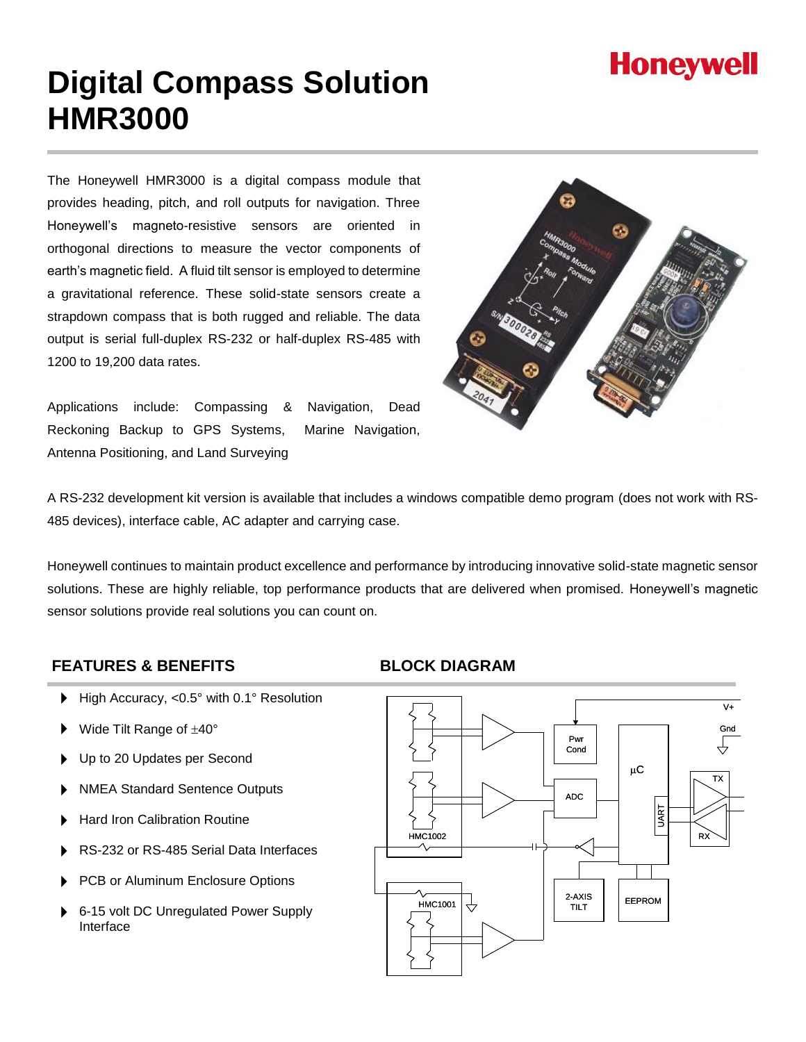# Digital Compass Solution HMR3000

Honeywell

The Honeywell HMR3000 is a digital compass module that provides heading, pitch, and roll outputs for navigation. Three Honeywell's magneto-resistive sensors are oriented in orthogonal directions to measure the vector components of earth's magnetic field. A fluid tilt sensor is employed to determine a gravitational reference. These solid-state sensors create a strapdown compass that is both rugged and reliable. The data output is serial full-duplex RS-232 or half-duplex RS-485 with 1200 to 19,200 data rates.

Applications include: Compassing & Navigation, Dead Reckoning Backup to GPS Systems, Marine Navigation, Antenna Positioning, and Land Surveying

A RS-232 development kit version is available that includes a windows compatible demo program (does not work with RS-485 devices), interface cable, AC adapter and carrying case.

Honeywell continues to maintain product excellence and performance by introducing innovative solid-state magnetic sensor solutions. These are highly reliable, top performance products that are delivered when promised. Honeywell's magnetic sensor solutions provide real solutions you can count on.

## FEATURES & BENEFITS

- High Accuracy, <0.5° with 0.1° Resolution
- Wide Tilt Range of ±40°
- Up to 20 Updates per Second
- NMEA Standard Sentence Outputs
- Hard Iron Calibration Routine
- RS-232 or RS-485 Serial Data Interfaces
- PCB or Aluminum Enclosure Options
- 6-15 volt DC Unregulated Power Supply Interface

## BLOCK DIAGRAM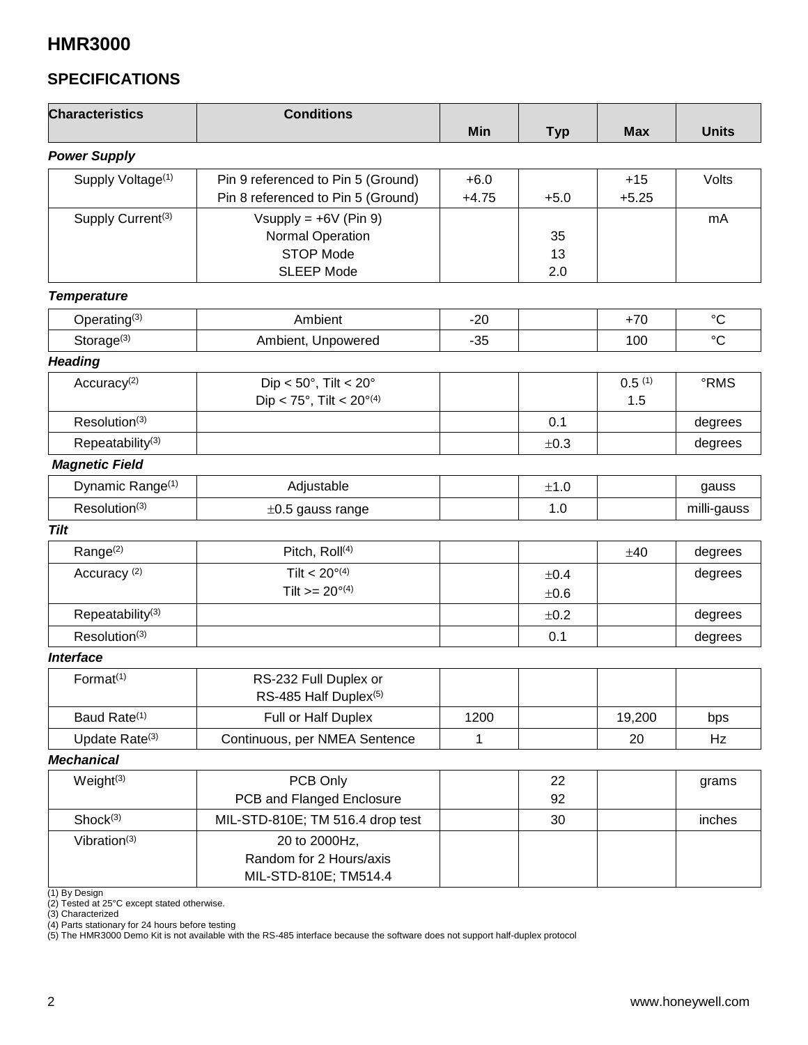# HMR3000

## SPECIFICATIONS

| Characteristics | Conditions | Min | Typ | Max | Units |
|---|---|---|---|---|---|
| ***Power Supply*** | | | | | |
| Supply Voltage[1] | Pin 9 referenced to Pin 5 (Ground)<br>Pin 8 referenced to Pin 5 (Ground) | +6.0<br>+4.75 | <br>+5.0 | +15<br>+5.25 | Volts |
| Supply Current[3] | Vsupply = +6V (Pin 9)<br>Normal Operation<br>STOP Mode<br>SLEEP Mode | | <br>35<br>13<br>2.0 | | mA |
| ***Temperature*** | | | | | |
| Operating[3] | Ambient | -20 | | +70 | °C |
| Storage[3] | Ambient, Unpowered | -35 | | 100 | °C |
| ***Heading*** | | | | | |
| Accuracy[2] | Dip < 50°, Tilt < 20°<br>Dip < 75°, Tilt < 20°[4] | | | 0.5 [1]<br>1.5 | °RMS |
| Resolution[3] | | | 0.1 | | degrees |
| Repeatability[3] | | | ±0.3 | | degrees |
| ***Magnetic Field*** | | | | | |
| Dynamic Range[1] | Adjustable | | ±1.0 | | gauss |
| Resolution[3] | ±0.5 gauss range | | 1.0 | | milli-gauss |
| ***Tilt*** | | | | | |
| Range[2] | Pitch, Roll[4] | | | ±40 | degrees |
| Accuracy [2] | Tilt < 20°[4]<br>Tilt >= 20°[4] | | ±0.4<br>±0.6 | | degrees |
| Repeatability[3] | | | ±0.2 | | degrees |
| Resolution[3] | | | 0.1 | | degrees |
| ***Interface*** | | | | | |
| Format[1] | RS-232 Full Duplex or<br>RS-485 Half Duplex[5] | | | | |
| Baud Rate[1] | Full or Half Duplex | 1200 | | 19,200 | bps |
| Update Rate[3] | Continuous, per NMEA Sentence | 1 | | 20 | Hz |
| ***Mechanical*** | | | | | |
| Weight[3] | PCB Only<br>PCB and Flanged Enclosure | | 22<br>92 | | grams |
| Shock[3] | MIL-STD-810E; TM 516.4 drop test | | 30 | | inches |
| Vibration[3] | 20 to 2000Hz,<br>Random for 2 Hours/axis<br>MIL-STD-810E; TM514.4 | | | | |

(1) By Design
(2) Tested at 25°C except stated otherwise.
(3) Characterized
(4) Parts stationary for 24 hours before testing
(5) The HMR3000 Demo Kit is not available with the RS-485 interface because the software does not support half-duplex protocol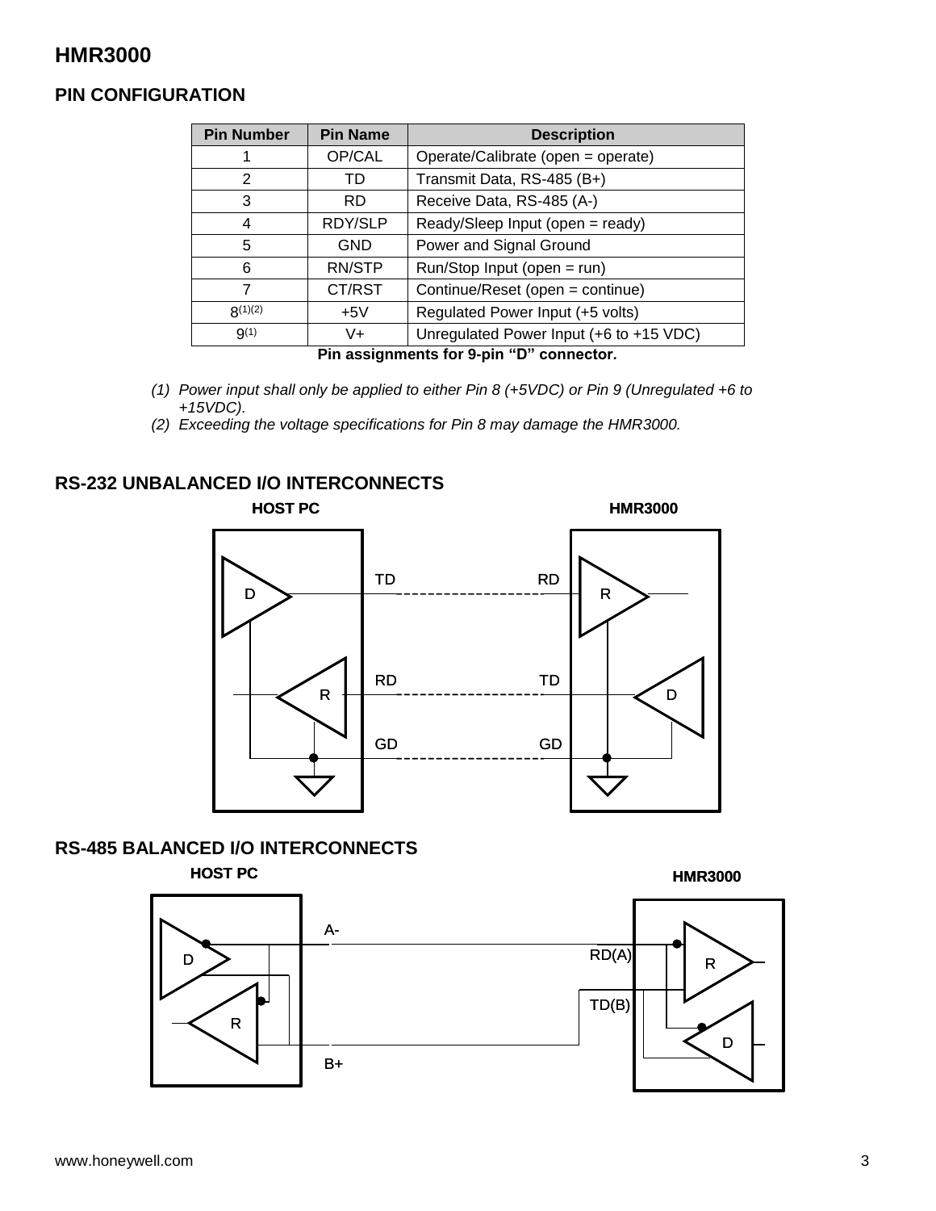## HMR3000

### PIN CONFIGURATION

| Pin Number | Pin Name | Description |
|---|---|---|
| 1 | OP/CAL | Operate/Calibrate (open = operate) |
| 2 | TD | Transmit Data, RS-485 (B+) |
| 3 | RD | Receive Data, RS-485 (A-) |
| 4 | RDY/SLP | Ready/Sleep Input (open = ready) |
| 5 | GND | Power and Signal Ground |
| 6 | RN/STP | Run/Stop Input (open = run) |
| 7 | CT/RST | Continue/Reset (open = continue) |
| 8[(1)(2)] | +5V | Regulated Power Input (+5 volts) |
| 9[(1)] | V+ | Unregulated Power Input (+6 to +15 VDC) |

**Pin assignments for 9-pin "D" connector.**

*(1) Power input shall only be applied to either Pin 8 (+5VDC) or Pin 9 (Unregulated +6 to +15VDC).*

*(2) Exceeding the voltage specifications for Pin 8 may damage the HMR3000.*

### RS-232 UNBALANCED I/O INTERCONNECTS

HOST PC — HMR3000

TD — RD
RD — TD
GD — GD

### RS-485 BALANCED I/O INTERCONNECTS

HOST PC — HMR3000

A- — RD(A)
B+ — TD(B)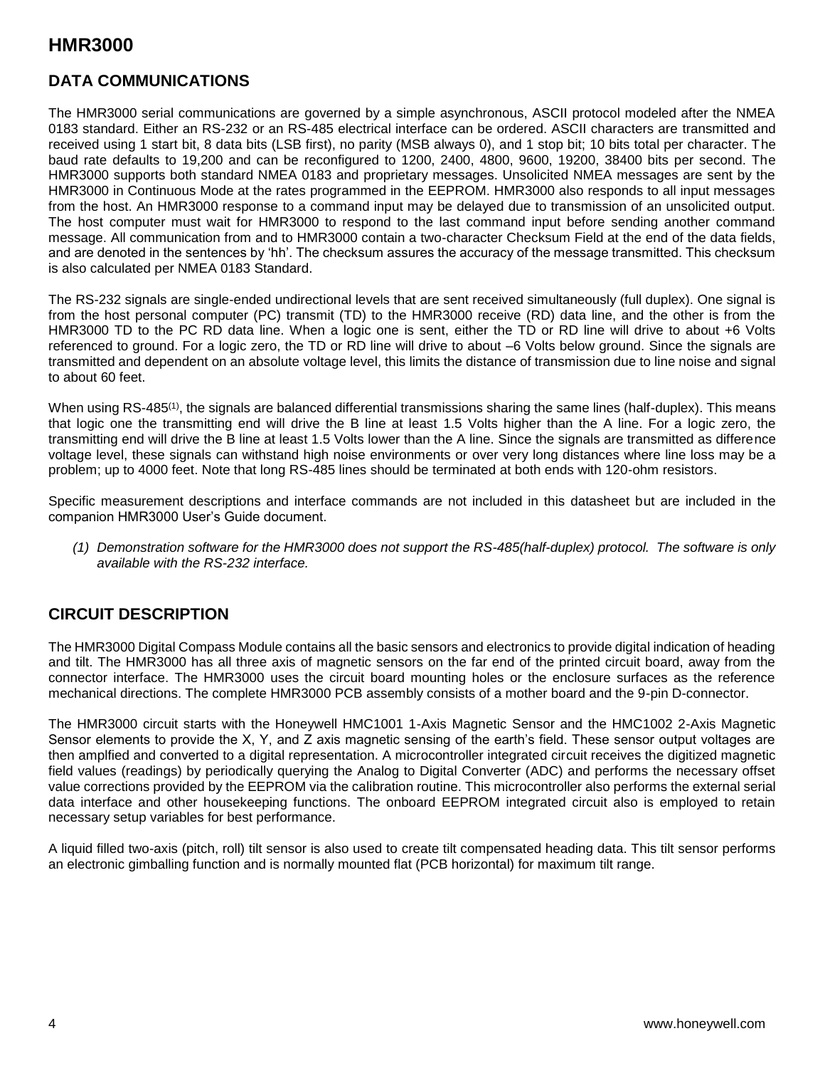# HMR3000

## DATA COMMUNICATIONS

The HMR3000 serial communications are governed by a simple asynchronous, ASCII protocol modeled after the NMEA 0183 standard. Either an RS-232 or an RS-485 electrical interface can be ordered. ASCII characters are transmitted and received using 1 start bit, 8 data bits (LSB first), no parity (MSB always 0), and 1 stop bit; 10 bits total per character. The baud rate defaults to 19,200 and can be reconfigured to 1200, 2400, 4800, 9600, 19200, 38400 bits per second. The HMR3000 supports both standard NMEA 0183 and proprietary messages. Unsolicited NMEA messages are sent by the HMR3000 in Continuous Mode at the rates programmed in the EEPROM. HMR3000 also responds to all input messages from the host. An HMR3000 response to a command input may be delayed due to transmission of an unsolicited output. The host computer must wait for HMR3000 to respond to the last command input before sending another command message. All communication from and to HMR3000 contain a two-character Checksum Field at the end of the data fields, and are denoted in the sentences by 'hh'. The checksum assures the accuracy of the message transmitted. This checksum is also calculated per NMEA 0183 Standard.

The RS-232 signals are single-ended undirectional levels that are sent received simultaneously (full duplex). One signal is from the host personal computer (PC) transmit (TD) to the HMR3000 receive (RD) data line, and the other is from the HMR3000 TD to the PC RD data line. When a logic one is sent, either the TD or RD line will drive to about +6 Volts referenced to ground. For a logic zero, the TD or RD line will drive to about –6 Volts below ground. Since the signals are transmitted and dependent on an absolute voltage level, this limits the distance of transmission due to line noise and signal to about 60 feet.

When using RS-485[(1)], the signals are balanced differential transmissions sharing the same lines (half-duplex). This means that logic one the transmitting end will drive the B line at least 1.5 Volts higher than the A line. For a logic zero, the transmitting end will drive the B line at least 1.5 Volts lower than the A line. Since the signals are transmitted as difference voltage level, these signals can withstand high noise environments or over very long distances where line loss may be a problem; up to 4000 feet. Note that long RS-485 lines should be terminated at both ends with 120-ohm resistors.

Specific measurement descriptions and interface commands are not included in this datasheet but are included in the companion HMR3000 User's Guide document.

*(1) Demonstration software for the HMR3000 does not support the RS-485(half-duplex) protocol. The software is only available with the RS-232 interface.*

## CIRCUIT DESCRIPTION

The HMR3000 Digital Compass Module contains all the basic sensors and electronics to provide digital indication of heading and tilt. The HMR3000 has all three axis of magnetic sensors on the far end of the printed circuit board, away from the connector interface. The HMR3000 uses the circuit board mounting holes or the enclosure surfaces as the reference mechanical directions. The complete HMR3000 PCB assembly consists of a mother board and the 9-pin D-connector.

The HMR3000 circuit starts with the Honeywell HMC1001 1-Axis Magnetic Sensor and the HMC1002 2-Axis Magnetic Sensor elements to provide the X, Y, and Z axis magnetic sensing of the earth's field. These sensor output voltages are then amplfied and converted to a digital representation. A microcontroller integrated circuit receives the digitized magnetic field values (readings) by periodically querying the Analog to Digital Converter (ADC) and performs the necessary offset value corrections provided by the EEPROM via the calibration routine. This microcontroller also performs the external serial data interface and other housekeeping functions. The onboard EEPROM integrated circuit also is employed to retain necessary setup variables for best performance.

A liquid filled two-axis (pitch, roll) tilt sensor is also used to create tilt compensated heading data. This tilt sensor performs an electronic gimballing function and is normally mounted flat (PCB horizontal) for maximum tilt range.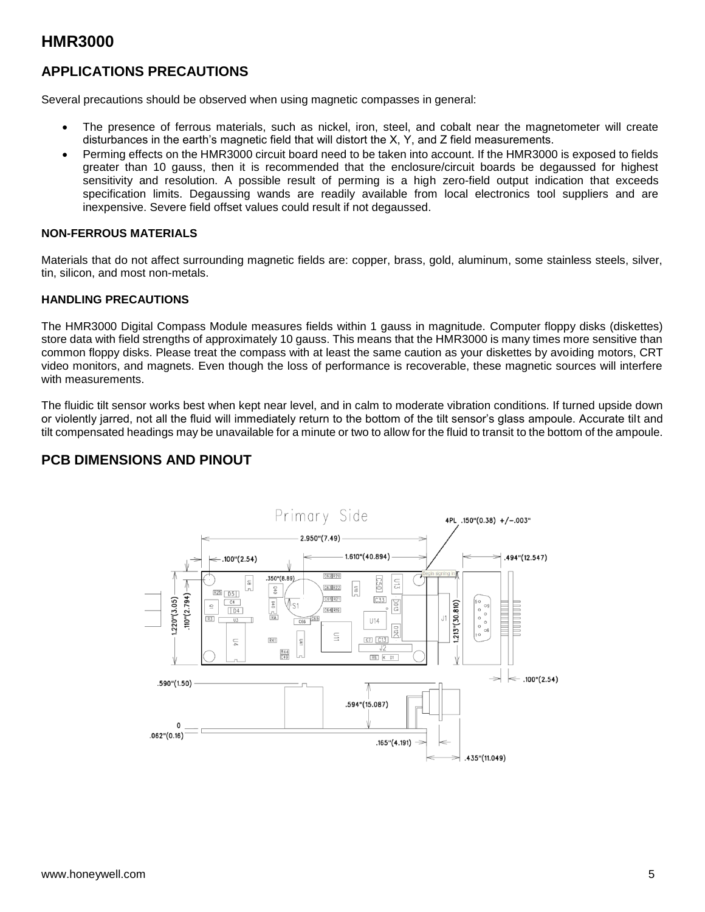## APPLICATIONS PRECAUTIONS

Several precautions should be observed when using magnetic compasses in general:

- The presence of ferrous materials, such as nickel, iron, steel, and cobalt near the magnetometer will create disturbances in the earth's magnetic field that will distort the X, Y, and Z field measurements.
- Perming effects on the HMR3000 circuit board need to be taken into account. If the HMR3000 is exposed to fields greater than 10 gauss, then it is recommended that the enclosure/circuit boards be degaussed for highest sensitivity and resolution. A possible result of perming is a high zero-field output indication that exceeds specification limits. Degaussing wands are readily available from local electronics tool suppliers and are inexpensive. Severe field offset values could result if not degaussed.

#### NON-FERROUS MATERIALS

Materials that do not affect surrounding magnetic fields are: copper, brass, gold, aluminum, some stainless steels, silver, tin, silicon, and most non-metals.

#### HANDLING PRECAUTIONS

The HMR3000 Digital Compass Module measures fields within 1 gauss in magnitude. Computer floppy disks (diskettes) store data with field strengths of approximately 10 gauss. This means that the HMR3000 is many times more sensitive than common floppy disks. Please treat the compass with at least the same caution as your diskettes by avoiding motors, CRT video monitors, and magnets. Even though the loss of performance is recoverable, these magnetic sources will interfere with measurements.

The fluidic tilt sensor works best when kept near level, and in calm to moderate vibration conditions. If turned upside down or violently jarred, not all the fluid will immediately return to the bottom of the tilt sensor's glass ampoule. Accurate tilt and tilt compensated headings may be unavailable for a minute or two to allow for the fluid to transit to the bottom of the ampoule.

## PCB DIMENSIONS AND PINOUT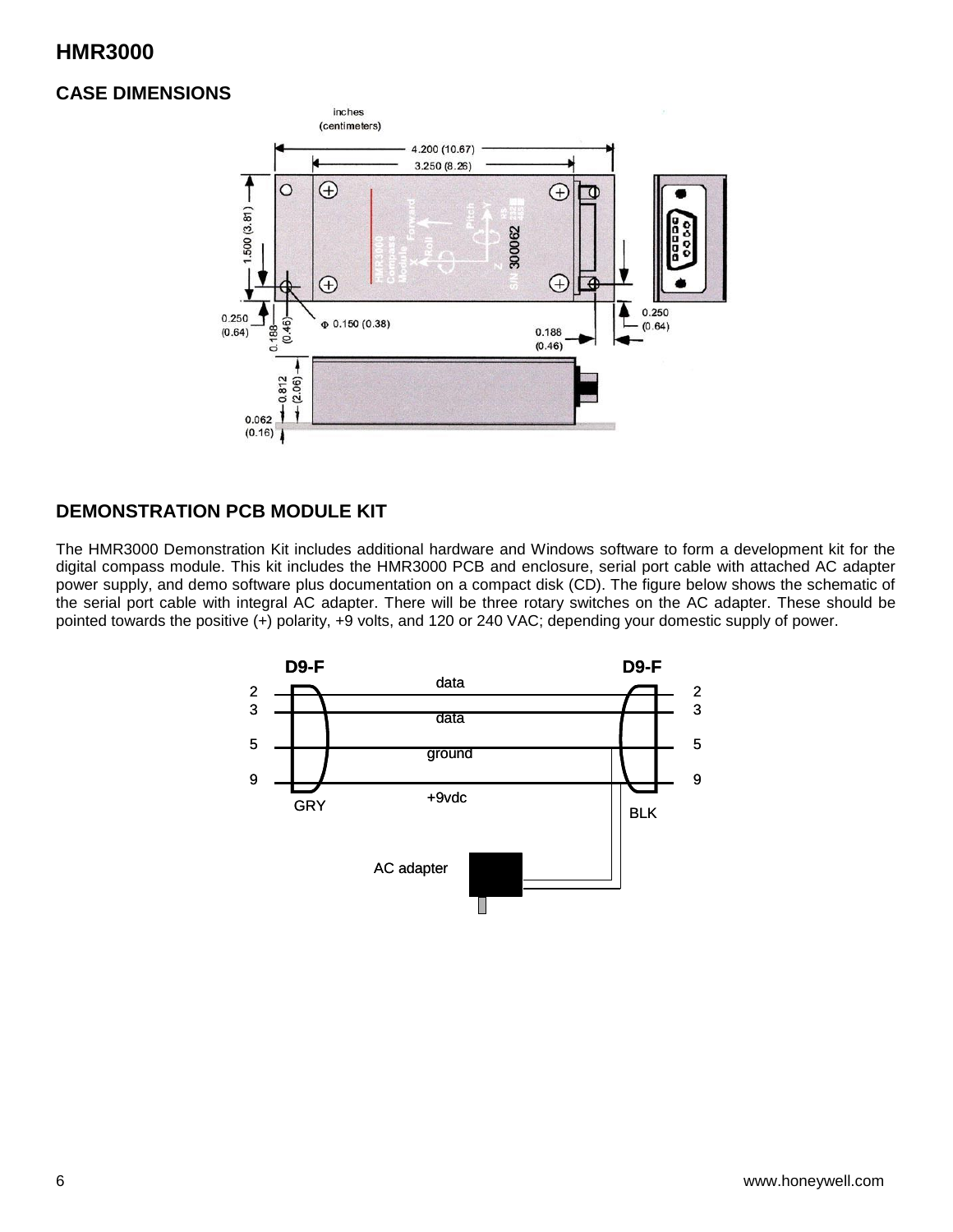# HMR3000

## CASE DIMENSIONS

## DEMONSTRATION PCB MODULE KIT

The HMR3000 Demonstration Kit includes additional hardware and Windows software to form a development kit for the digital compass module. This kit includes the HMR3000 PCB and enclosure, serial port cable with attached AC adapter power supply, and demo software plus documentation on a compact disk (CD). The figure below shows the schematic of the serial port cable with integral AC adapter. There will be three rotary switches on the AC adapter. These should be pointed towards the positive (+) polarity, +9 volts, and 120 or 240 VAC; depending your domestic supply of power.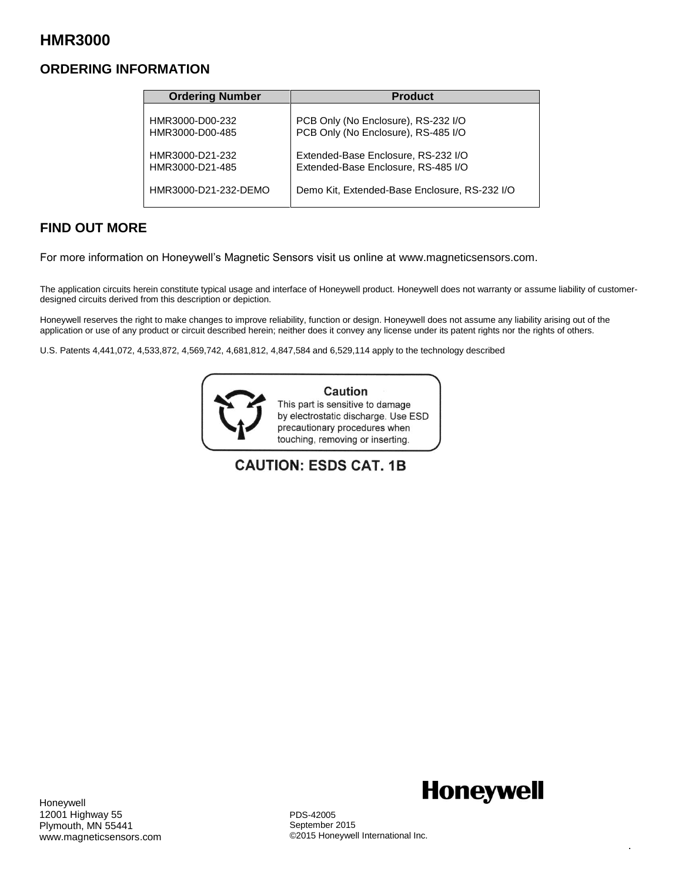## ORDERING INFORMATION

| Ordering Number | Product |
|---|---|
| HMR3000-D00-232 | PCB Only (No Enclosure), RS-232 I/O |
| HMR3000-D00-485 | PCB Only (No Enclosure), RS-485 I/O |
| HMR3000-D21-232 | Extended-Base Enclosure, RS-232 I/O |
| HMR3000-D21-485 | Extended-Base Enclosure, RS-485 I/O |
| HMR3000-D21-232-DEMO | Demo Kit, Extended-Base Enclosure, RS-232 I/O |

## FIND OUT MORE

For more information on Honeywell's Magnetic Sensors visit us online at www.magneticsensors.com.

The application circuits herein constitute typical usage and interface of Honeywell product. Honeywell does not warranty or assume liability of customer-designed circuits derived from this description or depiction.

Honeywell reserves the right to make changes to improve reliability, function or design. Honeywell does not assume any liability arising out of the application or use of any product or circuit described herein; neither does it convey any license under its patent rights nor the rights of others.

U.S. Patents 4,441,072, 4,533,872, 4,569,742, 4,681,812, 4,847,584 and 6,529,114 apply to the technology described

**Caution**
This part is sensitive to damage by electrostatic discharge. Use ESD precautionary procedures when touching, removing or inserting.

**CAUTION: ESDS CAT. 1B**

Honeywell
12001 Highway 55
Plymouth, MN 55441
www.magneticsensors.com

**Honeywell**

PDS-42005
September 2015
©2015 Honeywell International Inc.